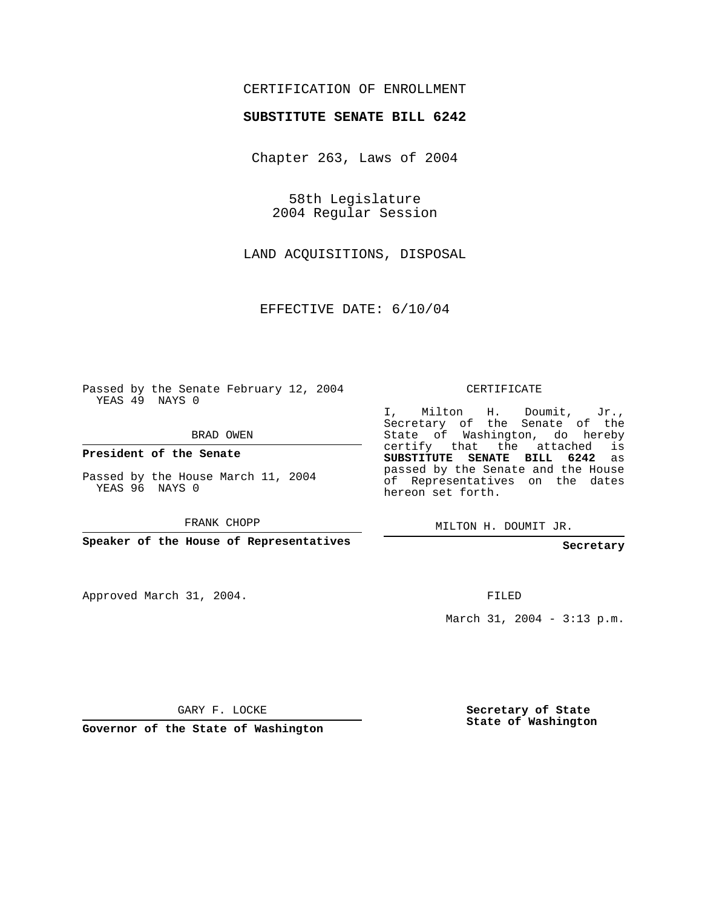CERTIFICATION OF ENROLLMENT

**SUBSTITUTE SENATE BILL 6242**

Chapter 263, Laws of 2004

58th Legislature
2004 Regular Session

LAND ACQUISITIONS, DISPOSAL

EFFECTIVE DATE: 6/10/04

Passed by the Senate February 12, 2004
YEAS 49 NAYS 0

BRAD OWEN

**President of the Senate**

Passed by the House March 11, 2004
YEAS 96 NAYS 0

FRANK CHOPP

**Speaker of the House of Representatives**

CERTIFICATE

I, Milton H. Doumit, Jr., Secretary of the Senate of the State of Washington, do hereby certify that the attached is **SUBSTITUTE SENATE BILL 6242** as passed by the Senate and the House of Representatives on the dates hereon set forth.

MILTON H. DOUMIT JR.

**Secretary**

Approved March 31, 2004.

FILED

March 31, 2004 - 3:13 p.m.

GARY F. LOCKE

**Governor of the State of Washington**

**Secretary of State**
**State of Washington**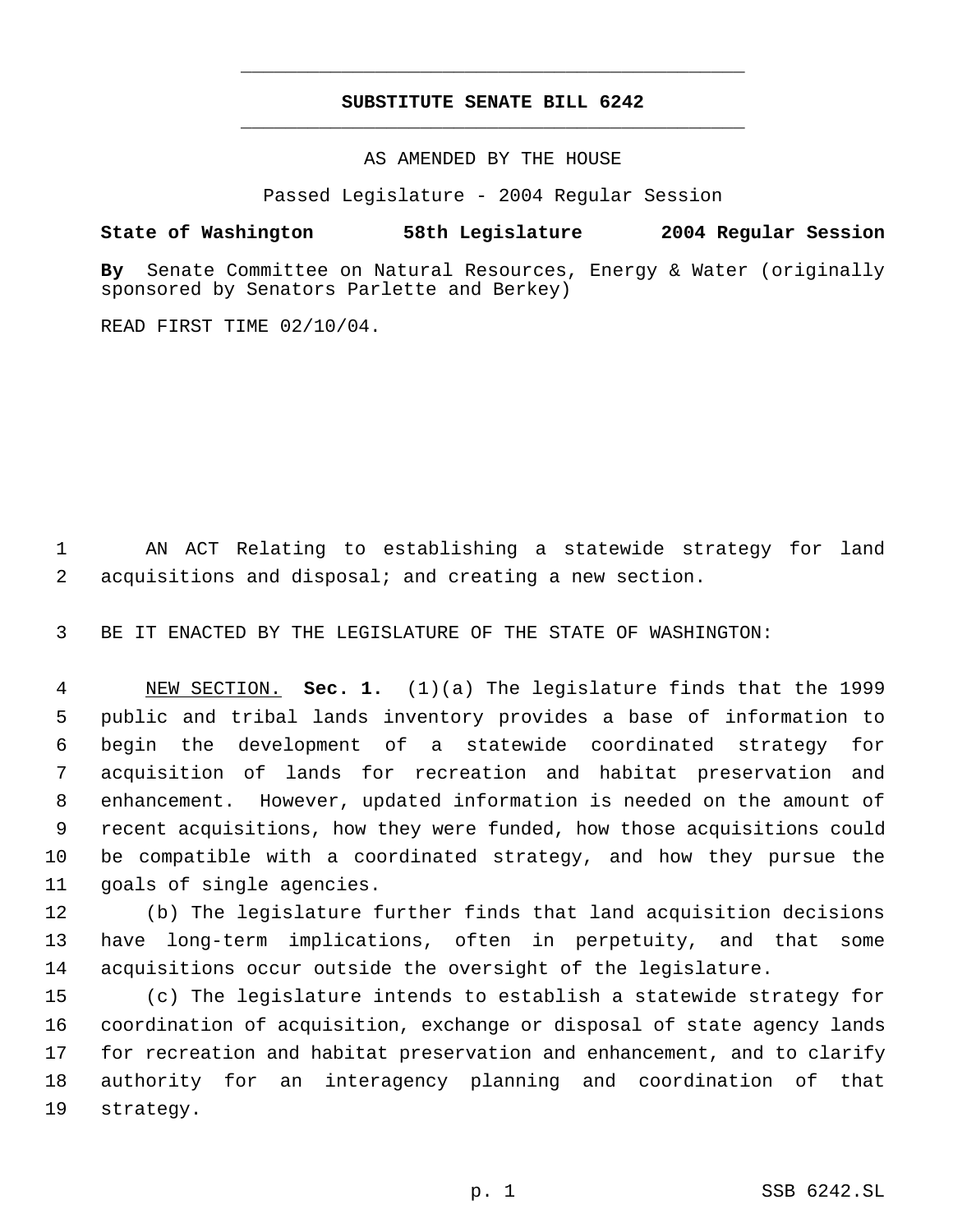# SUBSTITUTE SENATE BILL 6242

AS AMENDED BY THE HOUSE

Passed Legislature - 2004 Regular Session

**State of Washington 58th Legislature 2004 Regular Session**

**By** Senate Committee on Natural Resources, Energy & Water (originally sponsored by Senators Parlette and Berkey)

READ FIRST TIME 02/10/04.

AN ACT Relating to establishing a statewide strategy for land acquisitions and disposal; and creating a new section.

BE IT ENACTED BY THE LEGISLATURE OF THE STATE OF WASHINGTON:

NEW SECTION. **Sec. 1.** (1)(a) The legislature finds that the 1999 public and tribal lands inventory provides a base of information to begin the development of a statewide coordinated strategy for acquisition of lands for recreation and habitat preservation and enhancement. However, updated information is needed on the amount of recent acquisitions, how they were funded, how those acquisitions could be compatible with a coordinated strategy, and how they pursue the goals of single agencies.

(b) The legislature further finds that land acquisition decisions have long-term implications, often in perpetuity, and that some acquisitions occur outside the oversight of the legislature.

(c) The legislature intends to establish a statewide strategy for coordination of acquisition, exchange or disposal of state agency lands for recreation and habitat preservation and enhancement, and to clarify authority for an interagency planning and coordination of that strategy.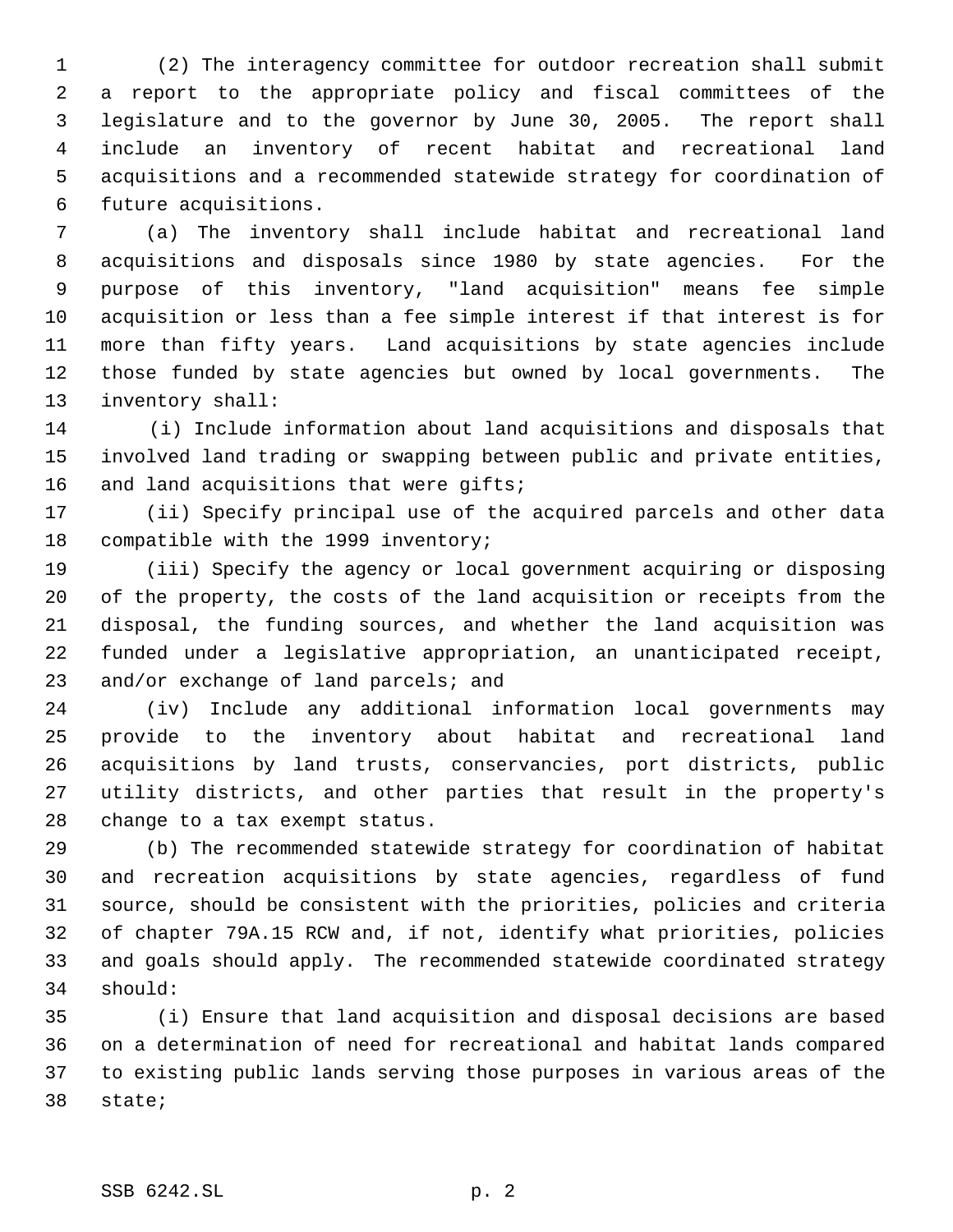(2) The interagency committee for outdoor recreation shall submit a report to the appropriate policy and fiscal committees of the legislature and to the governor by June 30, 2005. The report shall include an inventory of recent habitat and recreational land acquisitions and a recommended statewide strategy for coordination of future acquisitions.

(a) The inventory shall include habitat and recreational land acquisitions and disposals since 1980 by state agencies. For the purpose of this inventory, "land acquisition" means fee simple acquisition or less than a fee simple interest if that interest is for more than fifty years. Land acquisitions by state agencies include those funded by state agencies but owned by local governments. The inventory shall:

(i) Include information about land acquisitions and disposals that involved land trading or swapping between public and private entities, and land acquisitions that were gifts;

(ii) Specify principal use of the acquired parcels and other data compatible with the 1999 inventory;

(iii) Specify the agency or local government acquiring or disposing of the property, the costs of the land acquisition or receipts from the disposal, the funding sources, and whether the land acquisition was funded under a legislative appropriation, an unanticipated receipt, and/or exchange of land parcels; and

(iv) Include any additional information local governments may provide to the inventory about habitat and recreational land acquisitions by land trusts, conservancies, port districts, public utility districts, and other parties that result in the property's change to a tax exempt status.

(b) The recommended statewide strategy for coordination of habitat and recreation acquisitions by state agencies, regardless of fund source, should be consistent with the priorities, policies and criteria of chapter 79A.15 RCW and, if not, identify what priorities, policies and goals should apply. The recommended statewide coordinated strategy should:

(i) Ensure that land acquisition and disposal decisions are based on a determination of need for recreational and habitat lands compared to existing public lands serving those purposes in various areas of the state;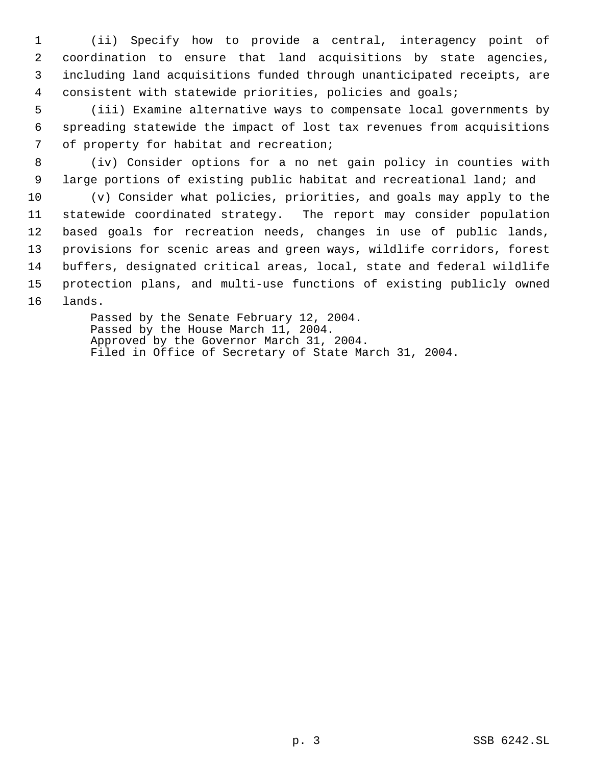(ii) Specify how to provide a central, interagency point of coordination to ensure that land acquisitions by state agencies, including land acquisitions funded through unanticipated receipts, are consistent with statewide priorities, policies and goals;

(iii) Examine alternative ways to compensate local governments by spreading statewide the impact of lost tax revenues from acquisitions of property for habitat and recreation;

(iv) Consider options for a no net gain policy in counties with large portions of existing public habitat and recreational land; and

(v) Consider what policies, priorities, and goals may apply to the statewide coordinated strategy. The report may consider population based goals for recreation needs, changes in use of public lands, provisions for scenic areas and green ways, wildlife corridors, forest buffers, designated critical areas, local, state and federal wildlife protection plans, and multi-use functions of existing publicly owned lands.

Passed by the Senate February 12, 2004.
Passed by the House March 11, 2004.
Approved by the Governor March 31, 2004.
Filed in Office of Secretary of State March 31, 2004.